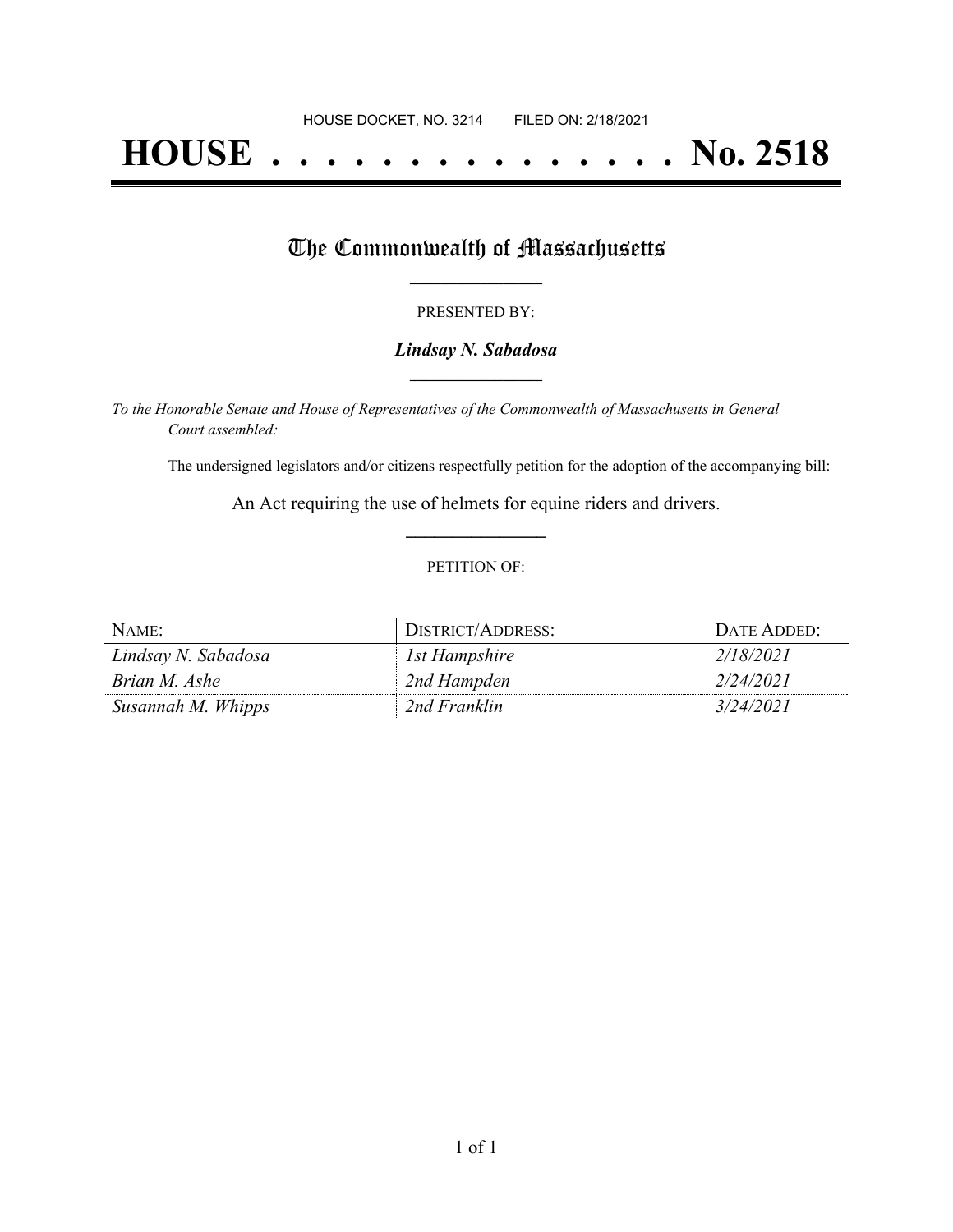HOUSE DOCKET, NO. 3214 FILED ON: 2/18/2021

# HOUSE . . . . . . . . . . . . . . . No. 2518

## The Commonwealth of Massachusetts

PRESENTED BY:

***Lindsay N. Sabadosa***

*To the Honorable Senate and House of Representatives of the Commonwealth of Massachusetts in General Court assembled:*

The undersigned legislators and/or citizens respectfully petition for the adoption of the accompanying bill:

An Act requiring the use of helmets for equine riders and drivers.

PETITION OF:

| NAME: | DISTRICT/ADDRESS: | DATE ADDED: |
| --- | --- | --- |
| *Lindsay N. Sabadosa* | *1st Hampshire* | *2/18/2021* |
| *Brian M. Ashe* | *2nd Hampden* | *2/24/2021* |
| *Susannah M. Whipps* | *2nd Franklin* | *3/24/2021* |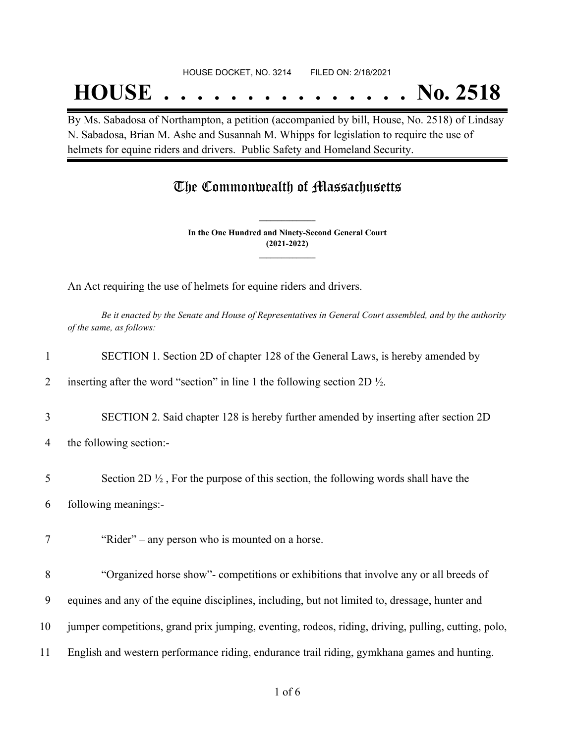HOUSE DOCKET, NO. 3214        FILED ON: 2/18/2021

# HOUSE . . . . . . . . . . . . . . . No. 2518

By Ms. Sabadosa of Northampton, a petition (accompanied by bill, House, No. 2518) of Lindsay N. Sabadosa, Brian M. Ashe and Susannah M. Whipps for legislation to require the use of helmets for equine riders and drivers. Public Safety and Homeland Security.

## The Commonwealth of Massachusetts

**In the One Hundred and Ninety-Second General Court**
**(2021-2022)**

An Act requiring the use of helmets for equine riders and drivers.

*Be it enacted by the Senate and House of Representatives in General Court assembled, and by the authority of the same, as follows:*

1 SECTION 1. Section 2D of chapter 128 of the General Laws, is hereby amended by
2 inserting after the word "section" in line 1 the following section 2D ½.

3 SECTION 2. Said chapter 128 is hereby further amended by inserting after section 2D
4 the following section:-

5 Section 2D ½ , For the purpose of this section, the following words shall have the
6 following meanings:-

7 "Rider" – any person who is mounted on a horse.

8 "Organized horse show"- competitions or exhibitions that involve any or all breeds of
9 equines and any of the equine disciplines, including, but not limited to, dressage, hunter and
10 jumper competitions, grand prix jumping, eventing, rodeos, riding, driving, pulling, cutting, polo,
11 English and western performance riding, endurance trail riding, gymkhana games and hunting.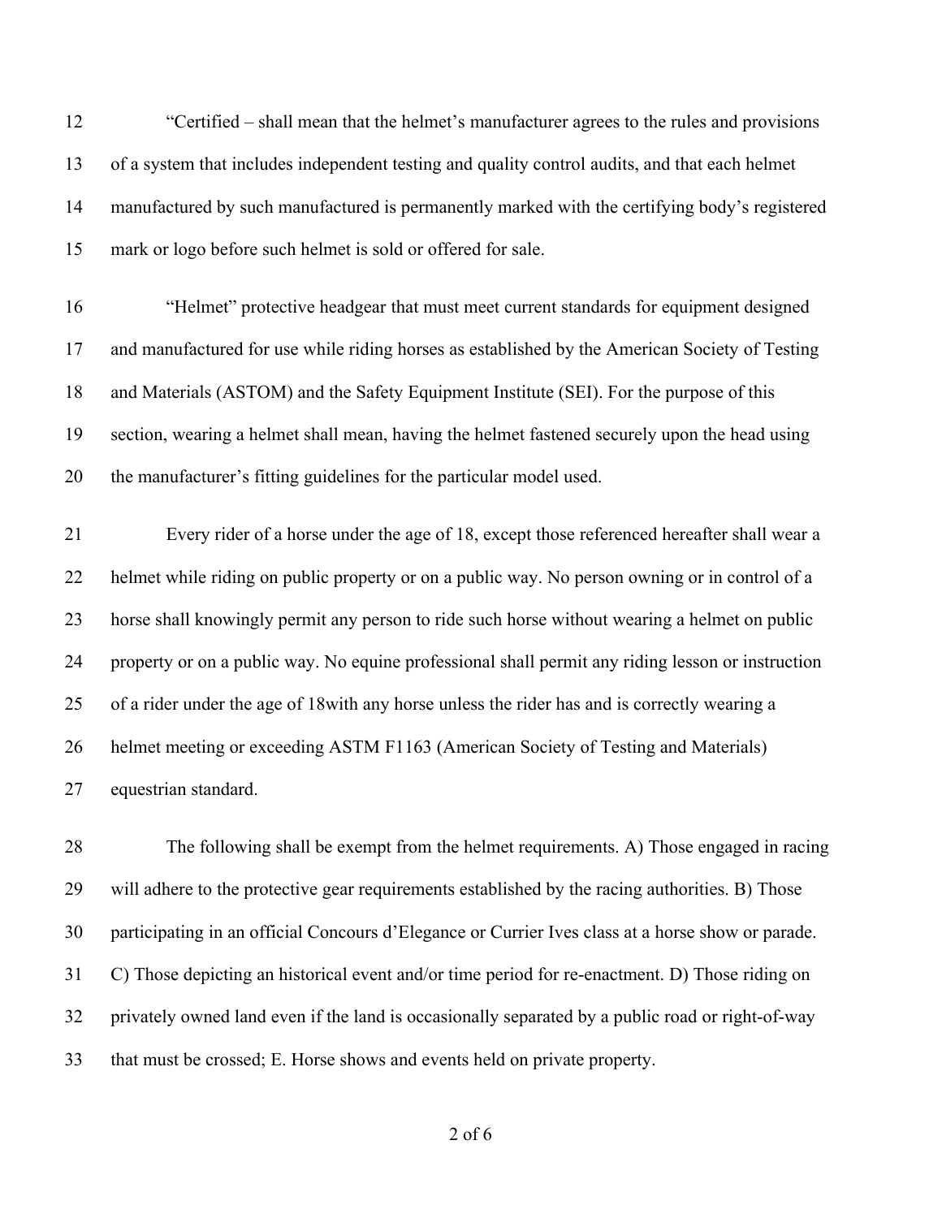"Certified – shall mean that the helmet's manufacturer agrees to the rules and provisions of a system that includes independent testing and quality control audits, and that each helmet manufactured by such manufactured is permanently marked with the certifying body's registered mark or logo before such helmet is sold or offered for sale.

"Helmet" protective headgear that must meet current standards for equipment designed and manufactured for use while riding horses as established by the American Society of Testing and Materials (ASTOM) and the Safety Equipment Institute (SEI). For the purpose of this section, wearing a helmet shall mean, having the helmet fastened securely upon the head using the manufacturer's fitting guidelines for the particular model used.

Every rider of a horse under the age of 18, except those referenced hereafter shall wear a helmet while riding on public property or on a public way. No person owning or in control of a horse shall knowingly permit any person to ride such horse without wearing a helmet on public property or on a public way. No equine professional shall permit any riding lesson or instruction of a rider under the age of 18with any horse unless the rider has and is correctly wearing a helmet meeting or exceeding ASTM F1163 (American Society of Testing and Materials) equestrian standard.

The following shall be exempt from the helmet requirements. A) Those engaged in racing will adhere to the protective gear requirements established by the racing authorities. B) Those participating in an official Concours d'Elegance or Currier Ives class at a horse show or parade. C) Those depicting an historical event and/or time period for re-enactment. D) Those riding on privately owned land even if the land is occasionally separated by a public road or right-of-way that must be crossed; E. Horse shows and events held on private property.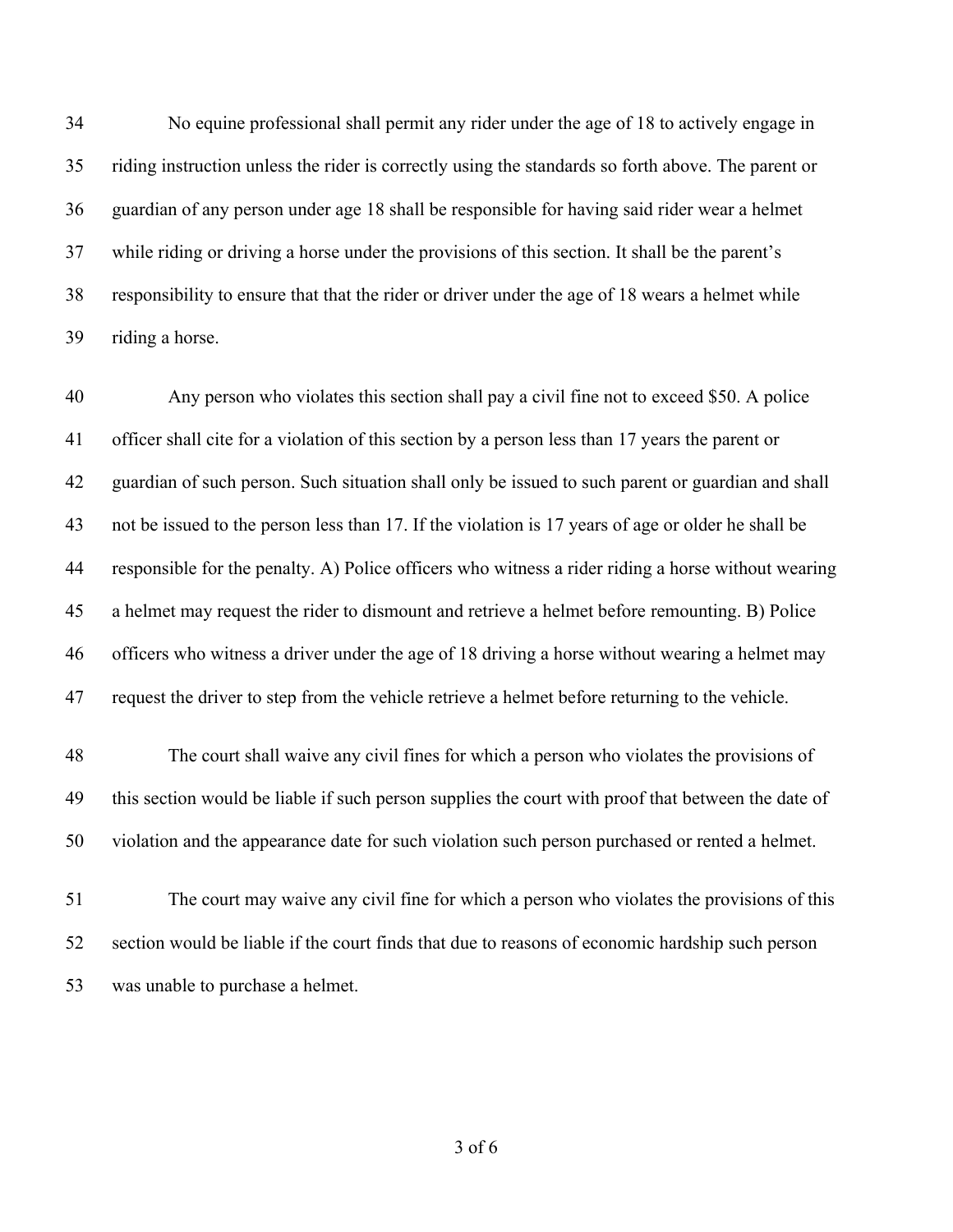No equine professional shall permit any rider under the age of 18 to actively engage in riding instruction unless the rider is correctly using the standards so forth above. The parent or guardian of any person under age 18 shall be responsible for having said rider wear a helmet while riding or driving a horse under the provisions of this section. It shall be the parent's responsibility to ensure that that the rider or driver under the age of 18 wears a helmet while riding a horse.

Any person who violates this section shall pay a civil fine not to exceed $50. A police officer shall cite for a violation of this section by a person less than 17 years the parent or guardian of such person. Such situation shall only be issued to such parent or guardian and shall not be issued to the person less than 17. If the violation is 17 years of age or older he shall be responsible for the penalty. A) Police officers who witness a rider riding a horse without wearing a helmet may request the rider to dismount and retrieve a helmet before remounting. B) Police officers who witness a driver under the age of 18 driving a horse without wearing a helmet may request the driver to step from the vehicle retrieve a helmet before returning to the vehicle.

The court shall waive any civil fines for which a person who violates the provisions of this section would be liable if such person supplies the court with proof that between the date of violation and the appearance date for such violation such person purchased or rented a helmet.

The court may waive any civil fine for which a person who violates the provisions of this section would be liable if the court finds that due to reasons of economic hardship such person was unable to purchase a helmet.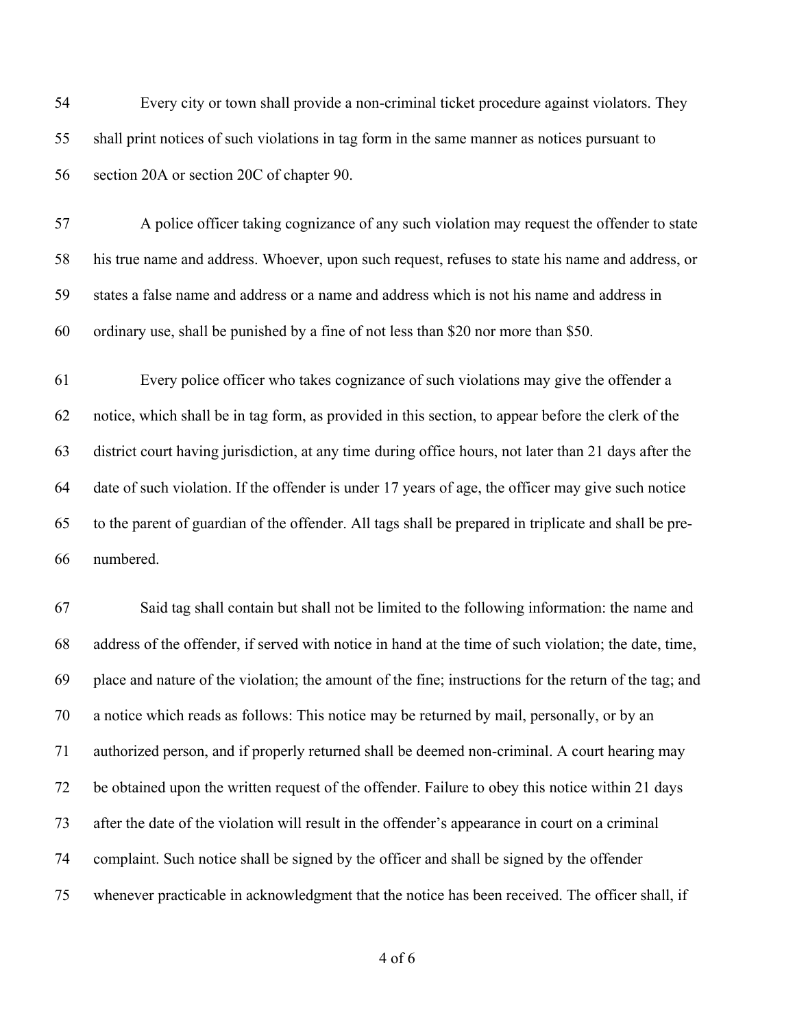Every city or town shall provide a non-criminal ticket procedure against violators. They shall print notices of such violations in tag form in the same manner as notices pursuant to section 20A or section 20C of chapter 90.

A police officer taking cognizance of any such violation may request the offender to state his true name and address. Whoever, upon such request, refuses to state his name and address, or states a false name and address or a name and address which is not his name and address in ordinary use, shall be punished by a fine of not less than $20 nor more than $50.

Every police officer who takes cognizance of such violations may give the offender a notice, which shall be in tag form, as provided in this section, to appear before the clerk of the district court having jurisdiction, at any time during office hours, not later than 21 days after the date of such violation. If the offender is under 17 years of age, the officer may give such notice to the parent of guardian of the offender. All tags shall be prepared in triplicate and shall be pre-numbered.

Said tag shall contain but shall not be limited to the following information: the name and address of the offender, if served with notice in hand at the time of such violation; the date, time, place and nature of the violation; the amount of the fine; instructions for the return of the tag; and a notice which reads as follows: This notice may be returned by mail, personally, or by an authorized person, and if properly returned shall be deemed non-criminal. A court hearing may be obtained upon the written request of the offender. Failure to obey this notice within 21 days after the date of the violation will result in the offender's appearance in court on a criminal complaint. Such notice shall be signed by the officer and shall be signed by the offender whenever practicable in acknowledgment that the notice has been received. The officer shall, if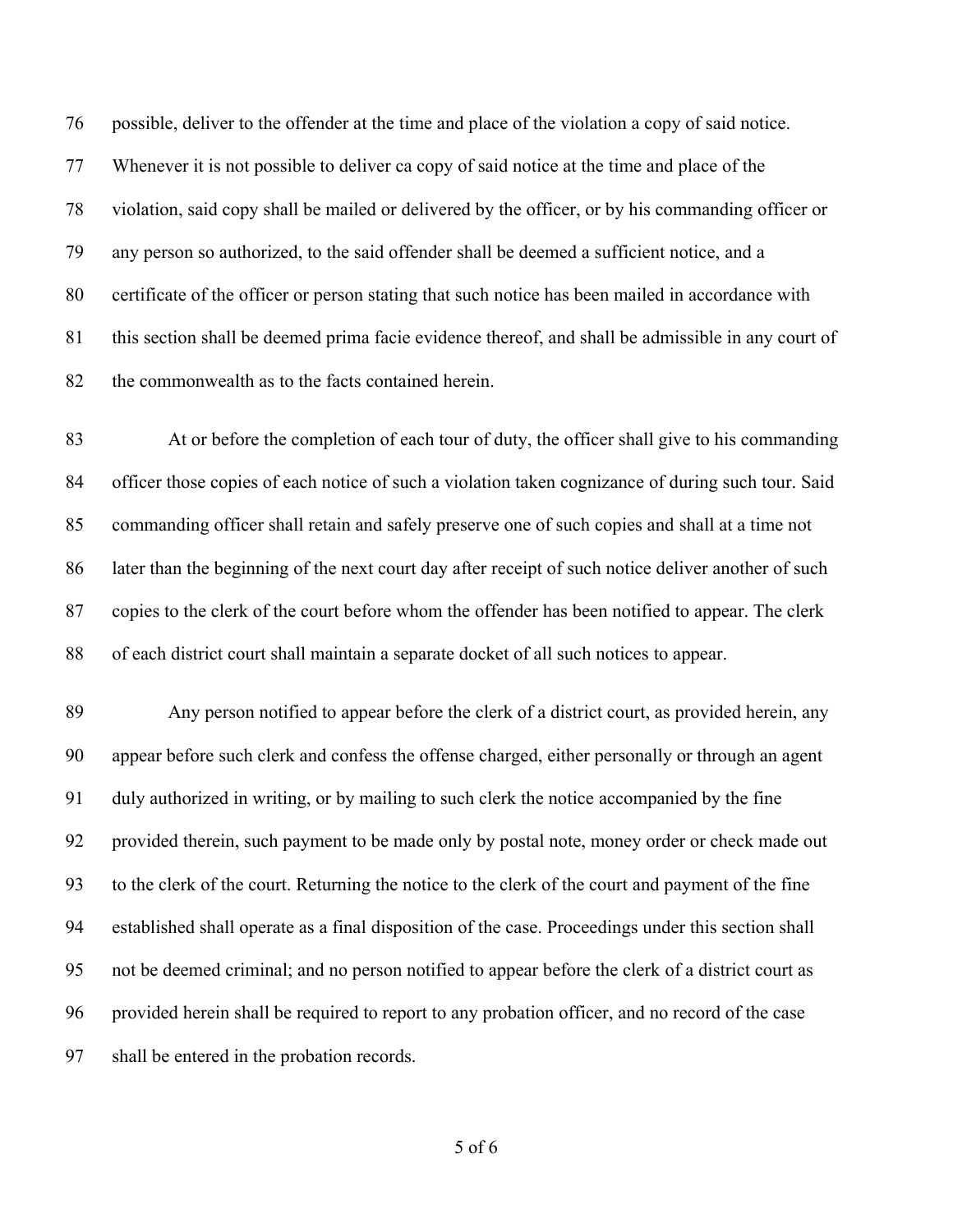possible, deliver to the offender at the time and place of the violation a copy of said notice. Whenever it is not possible to deliver ca copy of said notice at the time and place of the violation, said copy shall be mailed or delivered by the officer, or by his commanding officer or any person so authorized, to the said offender shall be deemed a sufficient notice, and a certificate of the officer or person stating that such notice has been mailed in accordance with this section shall be deemed prima facie evidence thereof, and shall be admissible in any court of the commonwealth as to the facts contained herein.

At or before the completion of each tour of duty, the officer shall give to his commanding officer those copies of each notice of such a violation taken cognizance of during such tour. Said commanding officer shall retain and safely preserve one of such copies and shall at a time not later than the beginning of the next court day after receipt of such notice deliver another of such copies to the clerk of the court before whom the offender has been notified to appear. The clerk of each district court shall maintain a separate docket of all such notices to appear.

Any person notified to appear before the clerk of a district court, as provided herein, any appear before such clerk and confess the offense charged, either personally or through an agent duly authorized in writing, or by mailing to such clerk the notice accompanied by the fine provided therein, such payment to be made only by postal note, money order or check made out to the clerk of the court. Returning the notice to the clerk of the court and payment of the fine established shall operate as a final disposition of the case. Proceedings under this section shall not be deemed criminal; and no person notified to appear before the clerk of a district court as provided herein shall be required to report to any probation officer, and no record of the case shall be entered in the probation records.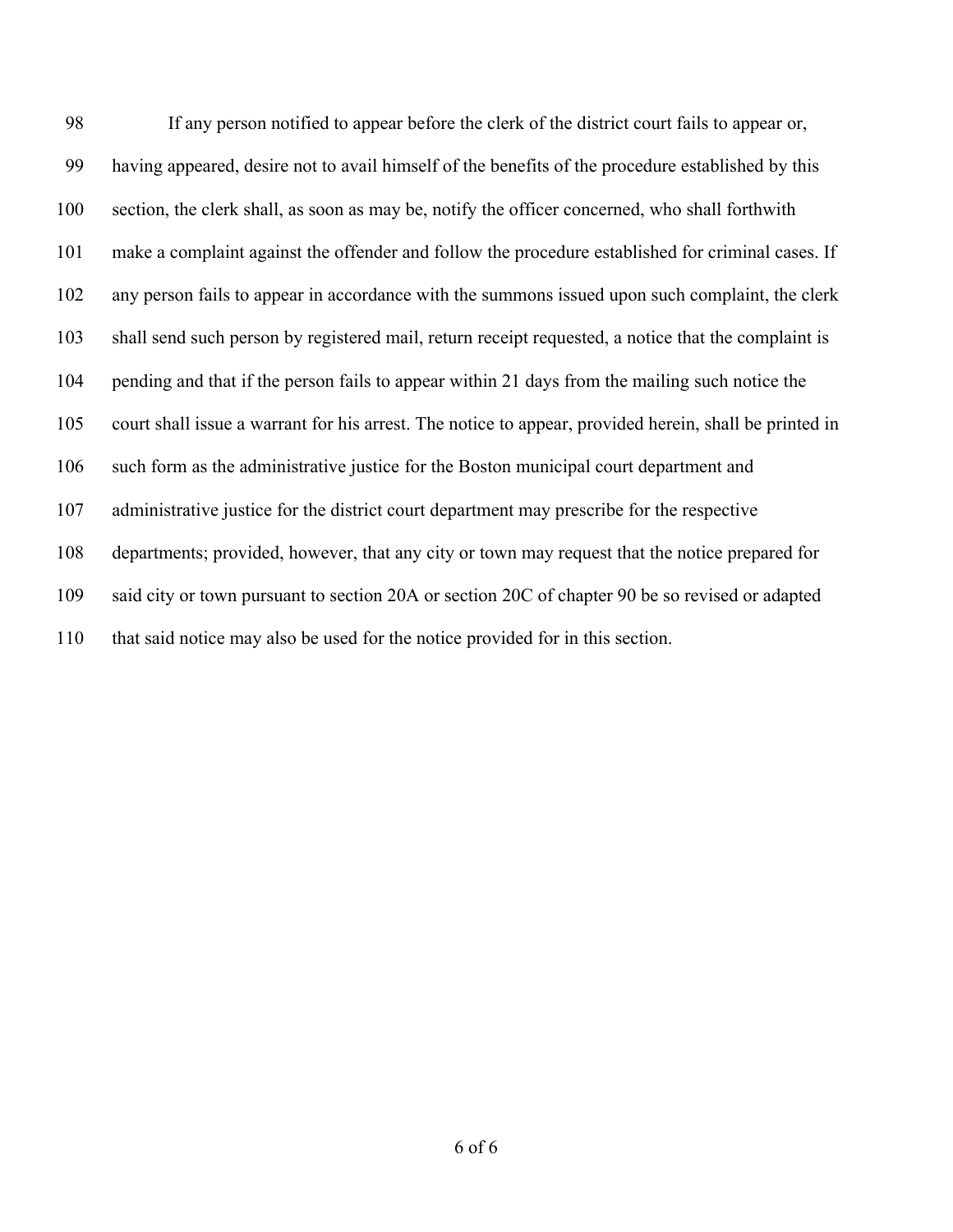If any person notified to appear before the clerk of the district court fails to appear or, having appeared, desire not to avail himself of the benefits of the procedure established by this section, the clerk shall, as soon as may be, notify the officer concerned, who shall forthwith make a complaint against the offender and follow the procedure established for criminal cases. If any person fails to appear in accordance with the summons issued upon such complaint, the clerk shall send such person by registered mail, return receipt requested, a notice that the complaint is pending and that if the person fails to appear within 21 days from the mailing such notice the court shall issue a warrant for his arrest. The notice to appear, provided herein, shall be printed in such form as the administrative justice for the Boston municipal court department and administrative justice for the district court department may prescribe for the respective departments; provided, however, that any city or town may request that the notice prepared for said city or town pursuant to section 20A or section 20C of chapter 90 be so revised or adapted that said notice may also be used for the notice provided for in this section.